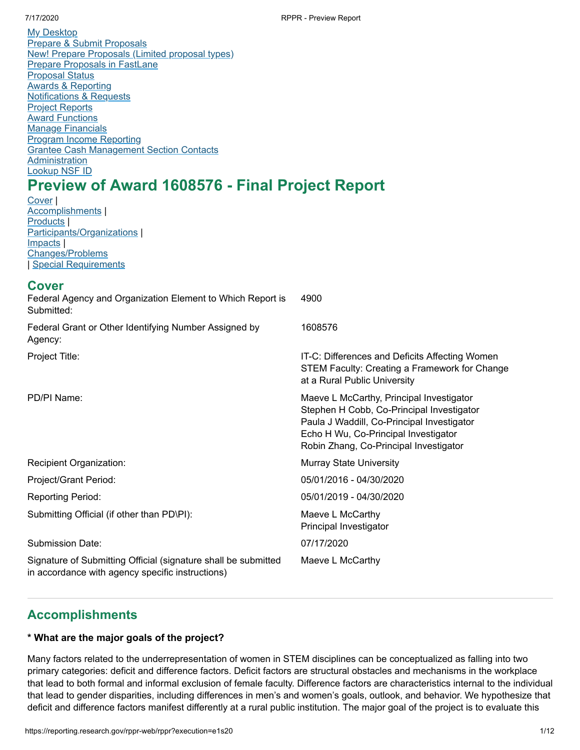My Desktop
Prepare & Submit Proposals
New! Prepare Proposals (Limited proposal types)
Prepare Proposals in FastLane
Proposal Status
Awards & Reporting
Notifications & Requests
Project Reports
Award Functions
Manage Financials
Program Income Reporting
Grantee Cash Management Section Contacts
Administration
Lookup NSF ID

# Preview of Award 1608576 - Final Project Report

Cover |
Accomplishments |
Products |
Participants/Organizations |
Impacts |
Changes/Problems
| Special Requirements

## Cover

| | |
|---|---|
| Federal Agency and Organization Element to Which Report is Submitted: | 4900 |
| Federal Grant or Other Identifying Number Assigned by Agency: | 1608576 |
| Project Title: | IT-C: Differences and Deficits Affecting Women STEM Faculty: Creating a Framework for Change at a Rural Public University |
| PD/PI Name: | Maeve L McCarthy, Principal Investigator<br>Stephen H Cobb, Co-Principal Investigator<br>Paula J Waddill, Co-Principal Investigator<br>Echo H Wu, Co-Principal Investigator<br>Robin Zhang, Co-Principal Investigator |
| Recipient Organization: | Murray State University |
| Project/Grant Period: | 05/01/2016 - 04/30/2020 |
| Reporting Period: | 05/01/2019 - 04/30/2020 |
| Submitting Official (if other than PD\PI): | Maeve L McCarthy<br>Principal Investigator |
| Submission Date: | 07/17/2020 |
| Signature of Submitting Official (signature shall be submitted in accordance with agency specific instructions) | Maeve L McCarthy |

## Accomplishments

**\* What are the major goals of the project?**

Many factors related to the underrepresentation of women in STEM disciplines can be conceptualized as falling into two primary categories: deficit and difference factors. Deficit factors are structural obstacles and mechanisms in the workplace that lead to both formal and informal exclusion of female faculty. Difference factors are characteristics internal to the individual that lead to gender disparities, including differences in men's and women's goals, outlook, and behavior. We hypothesize that deficit and difference factors manifest differently at a rural public institution. The major goal of the project is to evaluate this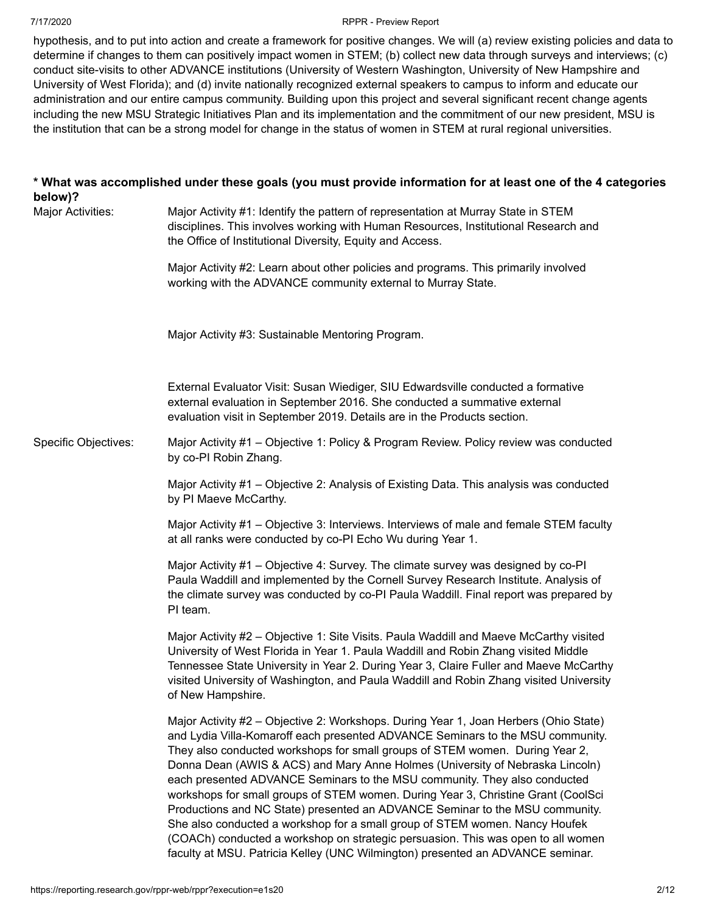hypothesis, and to put into action and create a framework for positive changes. We will (a) review existing policies and data to determine if changes to them can positively impact women in STEM; (b) collect new data through surveys and interviews; (c) conduct site-visits to other ADVANCE institutions (University of Western Washington, University of New Hampshire and University of West Florida); and (d) invite nationally recognized external speakers to campus to inform and educate our administration and our entire campus community. Building upon this project and several significant recent change agents including the new MSU Strategic Initiatives Plan and its implementation and the commitment of our new president, MSU is the institution that can be a strong model for change in the status of women in STEM at rural regional universities.

**\* What was accomplished under these goals (you must provide information for at least one of the 4 categories below)?**

**Major Activities:**

Major Activity #1: Identify the pattern of representation at Murray State in STEM disciplines. This involves working with Human Resources, Institutional Research and the Office of Institutional Diversity, Equity and Access.

Major Activity #2: Learn about other policies and programs. This primarily involved working with the ADVANCE community external to Murray State.

Major Activity #3: Sustainable Mentoring Program.

External Evaluator Visit: Susan Wiediger, SIU Edwardsville conducted a formative external evaluation in September 2016. She conducted a summative external evaluation visit in September 2019. Details are in the Products section.

**Specific Objectives:**

Major Activity #1 – Objective 1: Policy & Program Review. Policy review was conducted by co-PI Robin Zhang.

Major Activity #1 – Objective 2: Analysis of Existing Data. This analysis was conducted by PI Maeve McCarthy.

Major Activity #1 – Objective 3: Interviews. Interviews of male and female STEM faculty at all ranks were conducted by co-PI Echo Wu during Year 1.

Major Activity #1 – Objective 4: Survey. The climate survey was designed by co-PI Paula Waddill and implemented by the Cornell Survey Research Institute. Analysis of the climate survey was conducted by co-PI Paula Waddill. Final report was prepared by PI team.

Major Activity #2 – Objective 1: Site Visits. Paula Waddill and Maeve McCarthy visited University of West Florida in Year 1. Paula Waddill and Robin Zhang visited Middle Tennessee State University in Year 2. During Year 3, Claire Fuller and Maeve McCarthy visited University of Washington, and Paula Waddill and Robin Zhang visited University of New Hampshire.

Major Activity #2 – Objective 2: Workshops. During Year 1, Joan Herbers (Ohio State) and Lydia Villa-Komaroff each presented ADVANCE Seminars to the MSU community. They also conducted workshops for small groups of STEM women. During Year 2, Donna Dean (AWIS & ACS) and Mary Anne Holmes (University of Nebraska Lincoln) each presented ADVANCE Seminars to the MSU community. They also conducted workshops for small groups of STEM women. During Year 3, Christine Grant (CoolSci Productions and NC State) presented an ADVANCE Seminar to the MSU community. She also conducted a workshop for a small group of STEM women. Nancy Houfek (COACh) conducted a workshop on strategic persuasion. This was open to all women faculty at MSU. Patricia Kelley (UNC Wilmington) presented an ADVANCE seminar.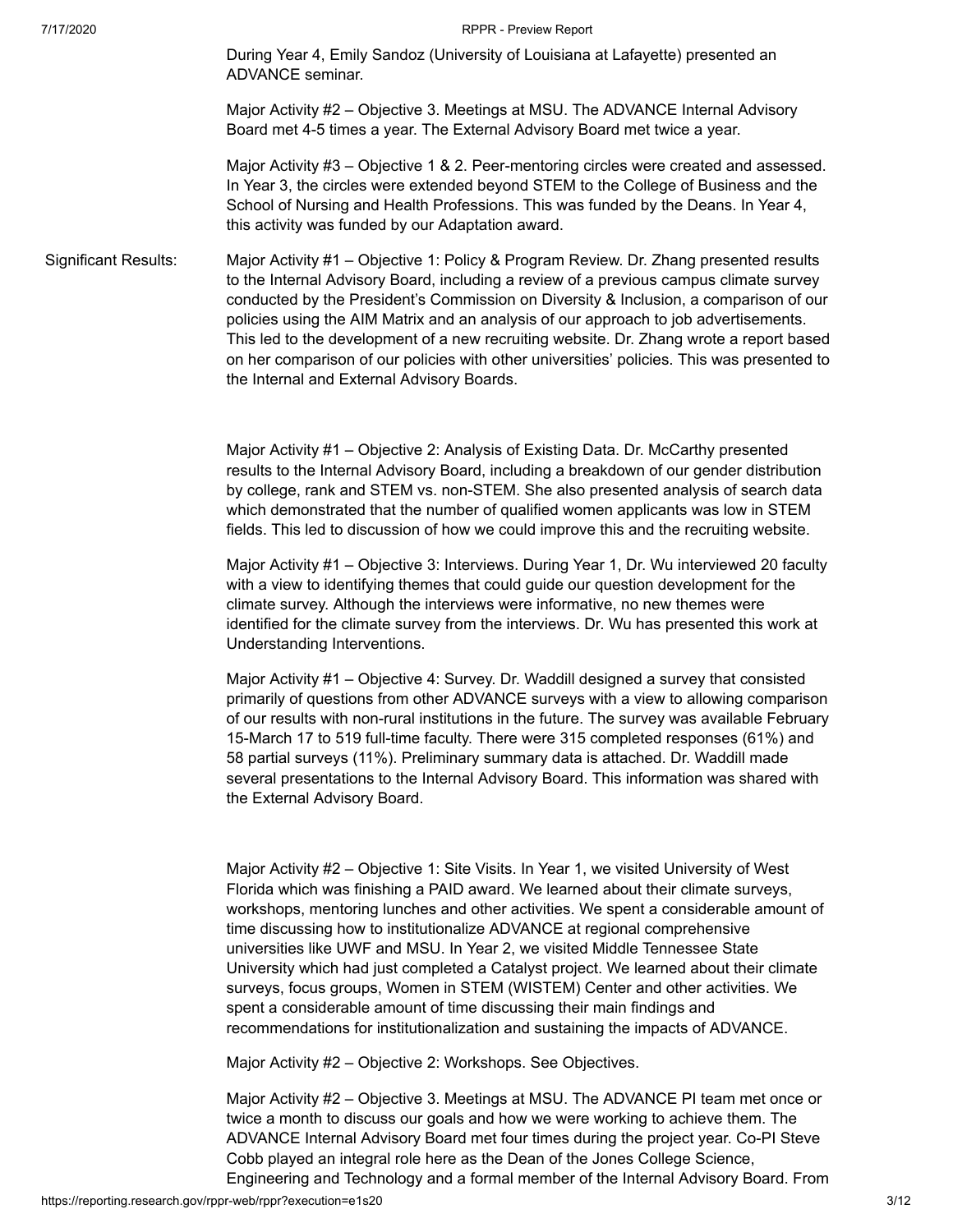During Year 4, Emily Sandoz (University of Louisiana at Lafayette) presented an ADVANCE seminar.

Major Activity #2 – Objective 3. Meetings at MSU. The ADVANCE Internal Advisory Board met 4-5 times a year. The External Advisory Board met twice a year.

Major Activity #3 – Objective 1 & 2. Peer-mentoring circles were created and assessed. In Year 3, the circles were extended beyond STEM to the College of Business and the School of Nursing and Health Professions. This was funded by the Deans. In Year 4, this activity was funded by our Adaptation award.

**Significant Results:**

Major Activity #1 – Objective 1: Policy & Program Review. Dr. Zhang presented results to the Internal Advisory Board, including a review of a previous campus climate survey conducted by the President's Commission on Diversity & Inclusion, a comparison of our policies using the AIM Matrix and an analysis of our approach to job advertisements. This led to the development of a new recruiting website. Dr. Zhang wrote a report based on her comparison of our policies with other universities' policies. This was presented to the Internal and External Advisory Boards.

Major Activity #1 – Objective 2: Analysis of Existing Data. Dr. McCarthy presented results to the Internal Advisory Board, including a breakdown of our gender distribution by college, rank and STEM vs. non-STEM. She also presented analysis of search data which demonstrated that the number of qualified women applicants was low in STEM fields. This led to discussion of how we could improve this and the recruiting website.

Major Activity #1 – Objective 3: Interviews. During Year 1, Dr. Wu interviewed 20 faculty with a view to identifying themes that could guide our question development for the climate survey. Although the interviews were informative, no new themes were identified for the climate survey from the interviews. Dr. Wu has presented this work at Understanding Interventions.

Major Activity #1 – Objective 4: Survey. Dr. Waddill designed a survey that consisted primarily of questions from other ADVANCE surveys with a view to allowing comparison of our results with non-rural institutions in the future. The survey was available February 15-March 17 to 519 full-time faculty. There were 315 completed responses (61%) and 58 partial surveys (11%). Preliminary summary data is attached. Dr. Waddill made several presentations to the Internal Advisory Board. This information was shared with the External Advisory Board.

Major Activity #2 – Objective 1: Site Visits. In Year 1, we visited University of West Florida which was finishing a PAID award. We learned about their climate surveys, workshops, mentoring lunches and other activities. We spent a considerable amount of time discussing how to institutionalize ADVANCE at regional comprehensive universities like UWF and MSU. In Year 2, we visited Middle Tennessee State University which had just completed a Catalyst project. We learned about their climate surveys, focus groups, Women in STEM (WISTEM) Center and other activities. We spent a considerable amount of time discussing their main findings and recommendations for institutionalization and sustaining the impacts of ADVANCE.

Major Activity #2 – Objective 2: Workshops. See Objectives.

Major Activity #2 – Objective 3. Meetings at MSU. The ADVANCE PI team met once or twice a month to discuss our goals and how we were working to achieve them. The ADVANCE Internal Advisory Board met four times during the project year. Co-PI Steve Cobb played an integral role here as the Dean of the Jones College Science, Engineering and Technology and a formal member of the Internal Advisory Board. From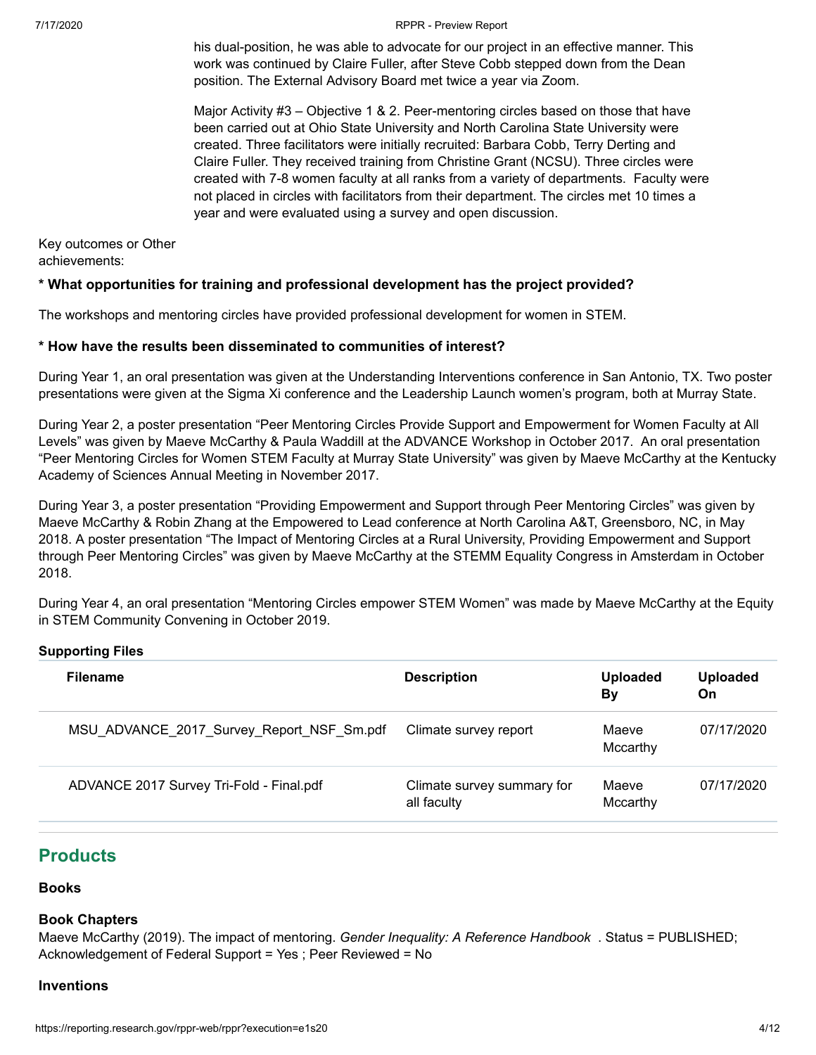his dual-position, he was able to advocate for our project in an effective manner. This work was continued by Claire Fuller, after Steve Cobb stepped down from the Dean position. The External Advisory Board met twice a year via Zoom.

Major Activity #3 – Objective 1 & 2. Peer-mentoring circles based on those that have been carried out at Ohio State University and North Carolina State University were created. Three facilitators were initially recruited: Barbara Cobb, Terry Derting and Claire Fuller. They received training from Christine Grant (NCSU). Three circles were created with 7-8 women faculty at all ranks from a variety of departments. Faculty were not placed in circles with facilitators from their department. The circles met 10 times a year and were evaluated using a survey and open discussion.

Key outcomes or Other achievements:

**\* What opportunities for training and professional development has the project provided?**

The workshops and mentoring circles have provided professional development for women in STEM.

**\* How have the results been disseminated to communities of interest?**

During Year 1, an oral presentation was given at the Understanding Interventions conference in San Antonio, TX. Two poster presentations were given at the Sigma Xi conference and the Leadership Launch women's program, both at Murray State.

During Year 2, a poster presentation "Peer Mentoring Circles Provide Support and Empowerment for Women Faculty at All Levels" was given by Maeve McCarthy & Paula Waddill at the ADVANCE Workshop in October 2017. An oral presentation "Peer Mentoring Circles for Women STEM Faculty at Murray State University" was given by Maeve McCarthy at the Kentucky Academy of Sciences Annual Meeting in November 2017.

During Year 3, a poster presentation "Providing Empowerment and Support through Peer Mentoring Circles" was given by Maeve McCarthy & Robin Zhang at the Empowered to Lead conference at North Carolina A&T, Greensboro, NC, in May 2018. A poster presentation "The Impact of Mentoring Circles at a Rural University, Providing Empowerment and Support through Peer Mentoring Circles" was given by Maeve McCarthy at the STEMM Equality Congress in Amsterdam in October 2018.

During Year 4, an oral presentation "Mentoring Circles empower STEM Women" was made by Maeve McCarthy at the Equity in STEM Community Convening in October 2019.

**Supporting Files**

| Filename | Description | Uploaded By | Uploaded On |
|---|---|---|---|
| MSU_ADVANCE_2017_Survey_Report_NSF_Sm.pdf | Climate survey report | Maeve Mccarthy | 07/17/2020 |
| ADVANCE 2017 Survey Tri-Fold - Final.pdf | Climate survey summary for all faculty | Maeve Mccarthy | 07/17/2020 |

## Products

### Books

### Book Chapters

Maeve McCarthy (2019). The impact of mentoring. *Gender Inequality: A Reference Handbook* . Status = PUBLISHED; Acknowledgement of Federal Support = Yes ; Peer Reviewed = No

### Inventions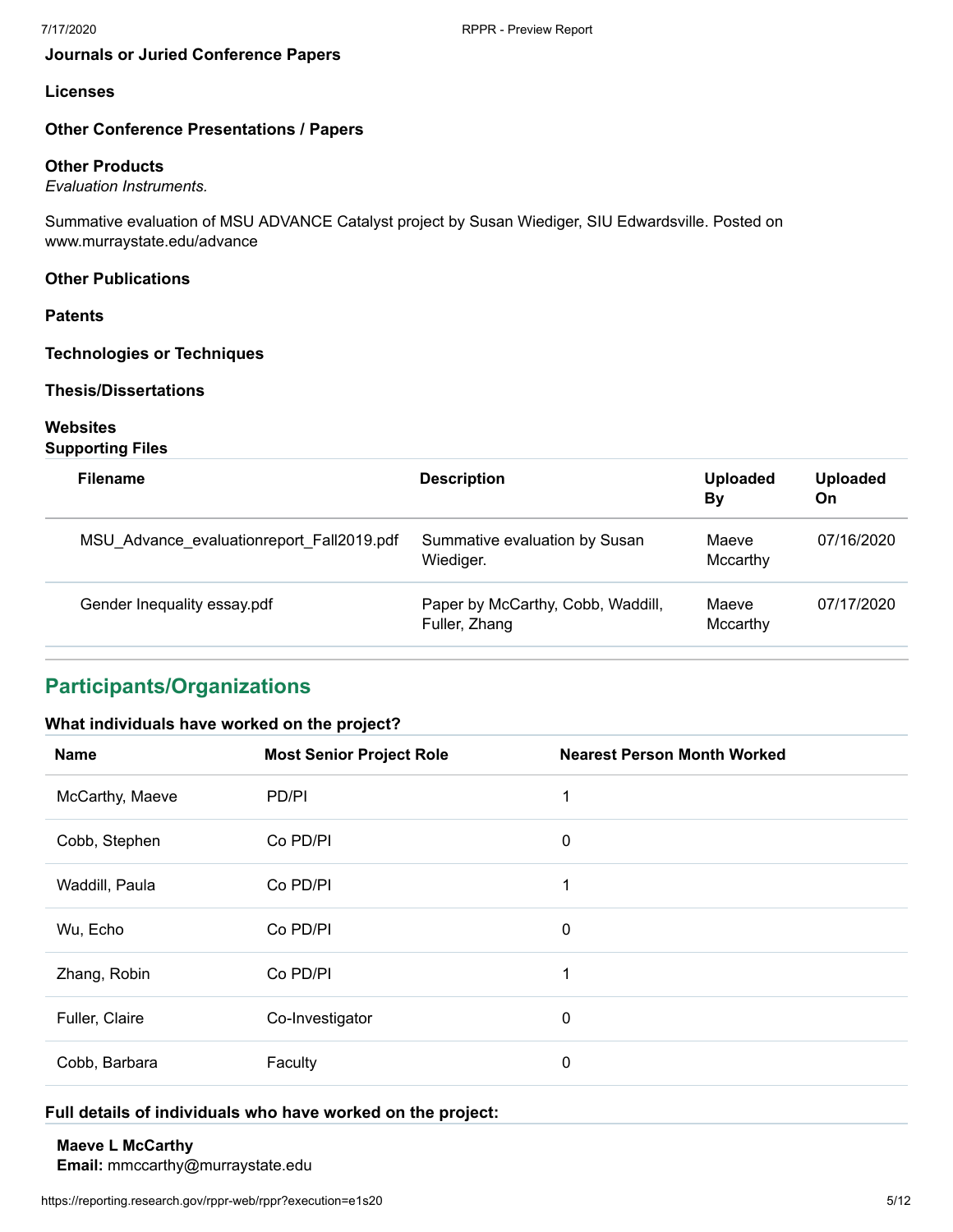**Journals or Juried Conference Papers**

**Licenses**

**Other Conference Presentations / Papers**

**Other Products**

*Evaluation Instruments.*

Summative evaluation of MSU ADVANCE Catalyst project by Susan Wiediger, SIU Edwardsville. Posted on www.murraystate.edu/advance

**Other Publications**

**Patents**

**Technologies or Techniques**

**Thesis/Dissertations**

**Websites**

**Supporting Files**

| Filename | Description | Uploaded By | Uploaded On |
|---|---|---|---|
| MSU_Advance_evaluationreport_Fall2019.pdf | Summative evaluation by Susan Wiediger. | Maeve Mccarthy | 07/16/2020 |
| Gender Inequality essay.pdf | Paper by McCarthy, Cobb, Waddill, Fuller, Zhang | Maeve Mccarthy | 07/17/2020 |

## Participants/Organizations

### What individuals have worked on the project?

| Name | Most Senior Project Role | Nearest Person Month Worked |
|---|---|---|
| McCarthy, Maeve | PD/PI | 1 |
| Cobb, Stephen | Co PD/PI | 0 |
| Waddill, Paula | Co PD/PI | 1 |
| Wu, Echo | Co PD/PI | 0 |
| Zhang, Robin | Co PD/PI | 1 |
| Fuller, Claire | Co-Investigator | 0 |
| Cobb, Barbara | Faculty | 0 |

### Full details of individuals who have worked on the project:

**Maeve L McCarthy**
**Email:** mmccarthy@murraystate.edu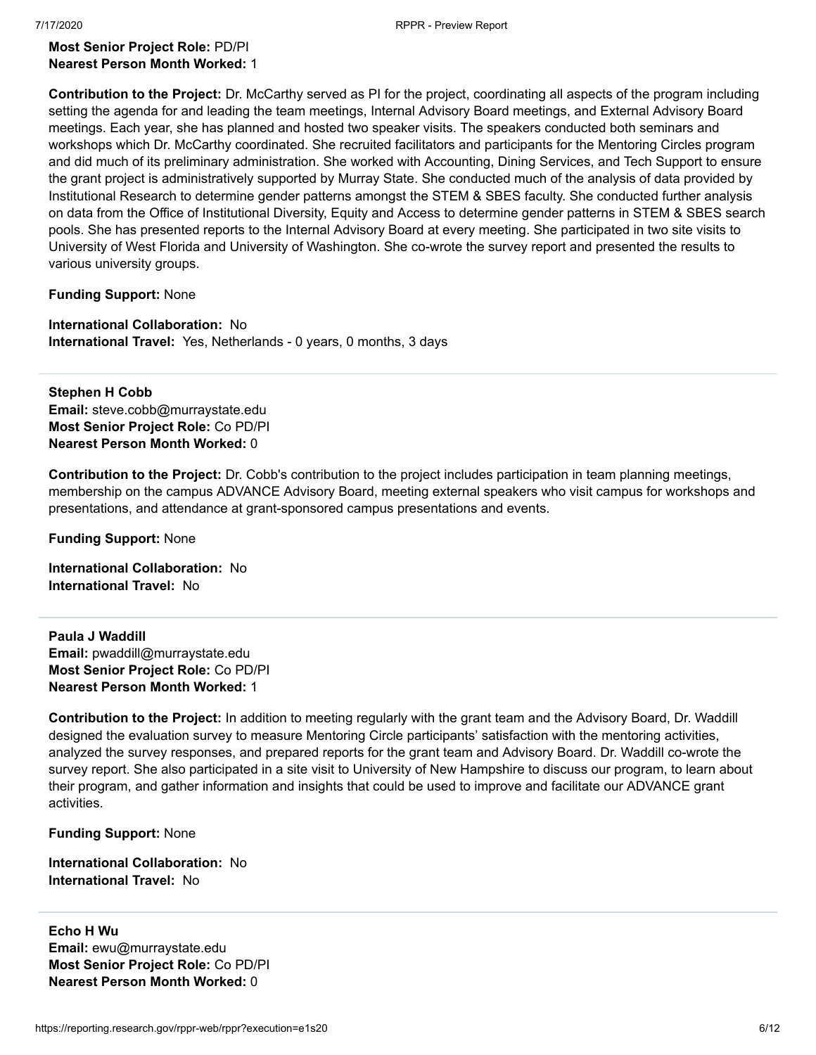**Most Senior Project Role:** PD/PI
**Nearest Person Month Worked:** 1

**Contribution to the Project:** Dr. McCarthy served as PI for the project, coordinating all aspects of the program including setting the agenda for and leading the team meetings, Internal Advisory Board meetings, and External Advisory Board meetings. Each year, she has planned and hosted two speaker visits. The speakers conducted both seminars and workshops which Dr. McCarthy coordinated. She recruited facilitators and participants for the Mentoring Circles program and did much of its preliminary administration. She worked with Accounting, Dining Services, and Tech Support to ensure the grant project is administratively supported by Murray State. She conducted much of the analysis of data provided by Institutional Research to determine gender patterns amongst the STEM & SBES faculty. She conducted further analysis on data from the Office of Institutional Diversity, Equity and Access to determine gender patterns in STEM & SBES search pools. She has presented reports to the Internal Advisory Board at every meeting. She participated in two site visits to University of West Florida and University of Washington. She co-wrote the survey report and presented the results to various university groups.

**Funding Support:** None

**International Collaboration:** No
**International Travel:** Yes, Netherlands - 0 years, 0 months, 3 days

---

**Stephen H Cobb**
**Email:** steve.cobb@murraystate.edu
**Most Senior Project Role:** Co PD/PI
**Nearest Person Month Worked:** 0

**Contribution to the Project:** Dr. Cobb's contribution to the project includes participation in team planning meetings, membership on the campus ADVANCE Advisory Board, meeting external speakers who visit campus for workshops and presentations, and attendance at grant-sponsored campus presentations and events.

**Funding Support:** None

**International Collaboration:** No
**International Travel:** No

---

**Paula J Waddill**
**Email:** pwaddill@murraystate.edu
**Most Senior Project Role:** Co PD/PI
**Nearest Person Month Worked:** 1

**Contribution to the Project:** In addition to meeting regularly with the grant team and the Advisory Board, Dr. Waddill designed the evaluation survey to measure Mentoring Circle participants' satisfaction with the mentoring activities, analyzed the survey responses, and prepared reports for the grant team and Advisory Board. Dr. Waddill co-wrote the survey report. She also participated in a site visit to University of New Hampshire to discuss our program, to learn about their program, and gather information and insights that could be used to improve and facilitate our ADVANCE grant activities.

**Funding Support:** None

**International Collaboration:** No
**International Travel:** No

---

**Echo H Wu**
**Email:** ewu@murraystate.edu
**Most Senior Project Role:** Co PD/PI
**Nearest Person Month Worked:** 0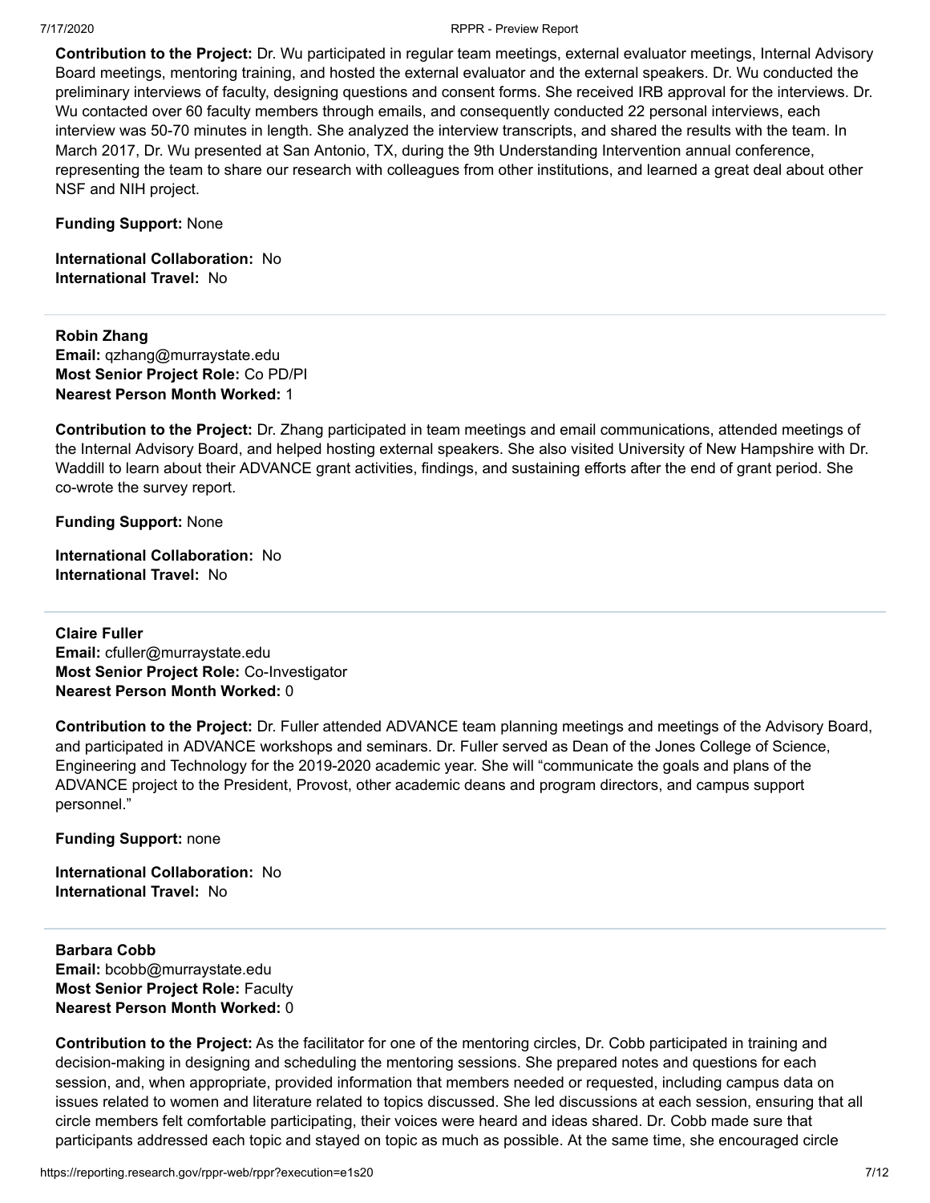**Contribution to the Project:** Dr. Wu participated in regular team meetings, external evaluator meetings, Internal Advisory Board meetings, mentoring training, and hosted the external evaluator and the external speakers. Dr. Wu conducted the preliminary interviews of faculty, designing questions and consent forms. She received IRB approval for the interviews. Dr. Wu contacted over 60 faculty members through emails, and consequently conducted 22 personal interviews, each interview was 50-70 minutes in length. She analyzed the interview transcripts, and shared the results with the team. In March 2017, Dr. Wu presented at San Antonio, TX, during the 9th Understanding Intervention annual conference, representing the team to share our research with colleagues from other institutions, and learned a great deal about other NSF and NIH project.

**Funding Support:** None

**International Collaboration:** No
**International Travel:** No

---

**Robin Zhang**
**Email:** qzhang@murraystate.edu
**Most Senior Project Role:** Co PD/PI
**Nearest Person Month Worked:** 1

**Contribution to the Project:** Dr. Zhang participated in team meetings and email communications, attended meetings of the Internal Advisory Board, and helped hosting external speakers. She also visited University of New Hampshire with Dr. Waddill to learn about their ADVANCE grant activities, findings, and sustaining efforts after the end of grant period. She co-wrote the survey report.

**Funding Support:** None

**International Collaboration:** No
**International Travel:** No

---

**Claire Fuller**
**Email:** cfuller@murraystate.edu
**Most Senior Project Role:** Co-Investigator
**Nearest Person Month Worked:** 0

**Contribution to the Project:** Dr. Fuller attended ADVANCE team planning meetings and meetings of the Advisory Board, and participated in ADVANCE workshops and seminars. Dr. Fuller served as Dean of the Jones College of Science, Engineering and Technology for the 2019-2020 academic year. She will "communicate the goals and plans of the ADVANCE project to the President, Provost, other academic deans and program directors, and campus support personnel."

**Funding Support:** none

**International Collaboration:** No
**International Travel:** No

---

**Barbara Cobb**
**Email:** bcobb@murraystate.edu
**Most Senior Project Role:** Faculty
**Nearest Person Month Worked:** 0

**Contribution to the Project:** As the facilitator for one of the mentoring circles, Dr. Cobb participated in training and decision-making in designing and scheduling the mentoring sessions. She prepared notes and questions for each session, and, when appropriate, provided information that members needed or requested, including campus data on issues related to women and literature related to topics discussed. She led discussions at each session, ensuring that all circle members felt comfortable participating, their voices were heard and ideas shared. Dr. Cobb made sure that participants addressed each topic and stayed on topic as much as possible. At the same time, she encouraged circle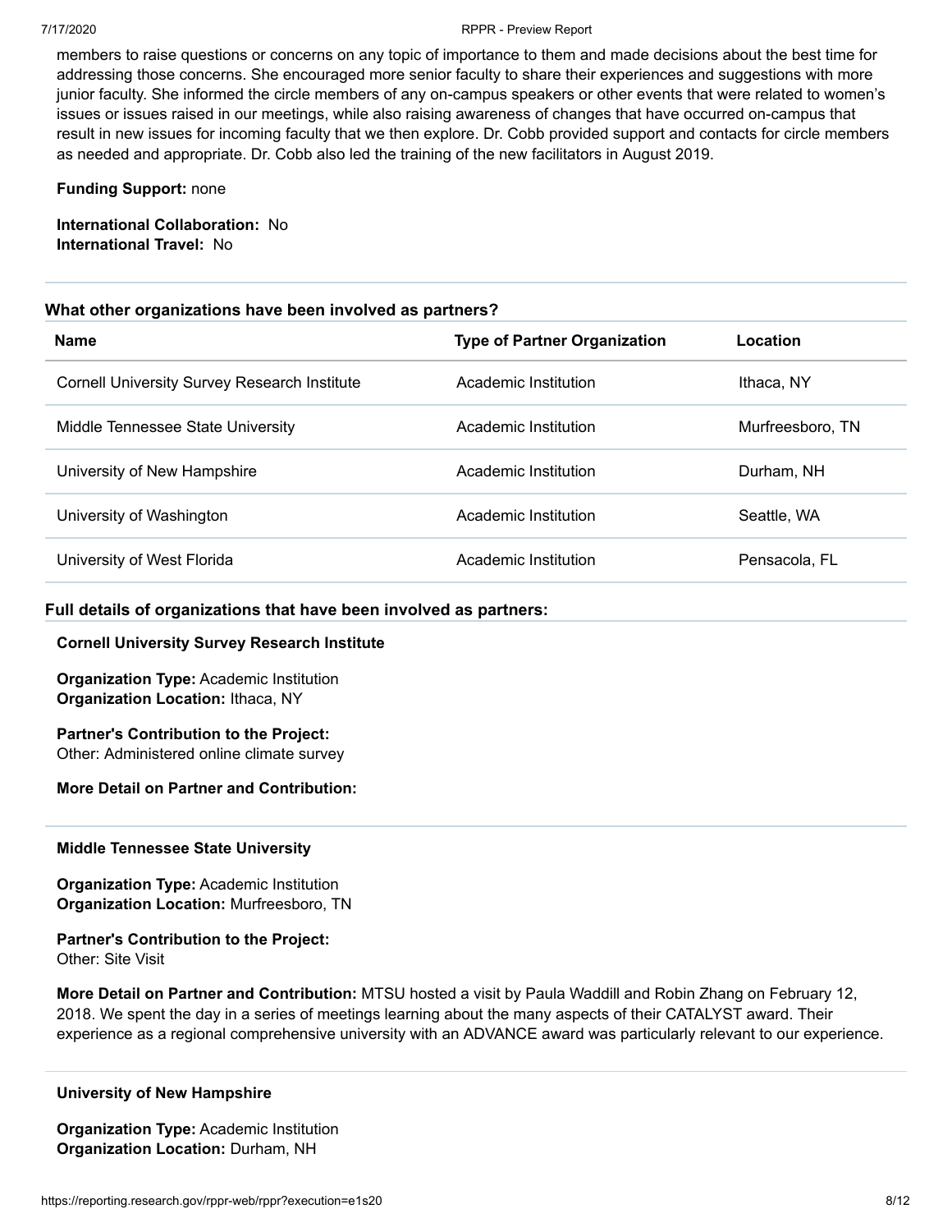members to raise questions or concerns on any topic of importance to them and made decisions about the best time for addressing those concerns. She encouraged more senior faculty to share their experiences and suggestions with more junior faculty. She informed the circle members of any on-campus speakers or other events that were related to women's issues or issues raised in our meetings, while also raising awareness of changes that have occurred on-campus that result in new issues for incoming faculty that we then explore. Dr. Cobb provided support and contacts for circle members as needed and appropriate. Dr. Cobb also led the training of the new facilitators in August 2019.

**Funding Support:** none

**International Collaboration:** No
**International Travel:** No

### What other organizations have been involved as partners?

| Name | Type of Partner Organization | Location |
|---|---|---|
| Cornell University Survey Research Institute | Academic Institution | Ithaca, NY |
| Middle Tennessee State University | Academic Institution | Murfreesboro, TN |
| University of New Hampshire | Academic Institution | Durham, NH |
| University of Washington | Academic Institution | Seattle, WA |
| University of West Florida | Academic Institution | Pensacola, FL |

### Full details of organizations that have been involved as partners:

**Cornell University Survey Research Institute**

**Organization Type:** Academic Institution
**Organization Location:** Ithaca, NY

**Partner's Contribution to the Project:**
Other: Administered online climate survey

**More Detail on Partner and Contribution:**

---

**Middle Tennessee State University**

**Organization Type:** Academic Institution
**Organization Location:** Murfreesboro, TN

**Partner's Contribution to the Project:**
Other: Site Visit

**More Detail on Partner and Contribution:** MTSU hosted a visit by Paula Waddill and Robin Zhang on February 12, 2018. We spent the day in a series of meetings learning about the many aspects of their CATALYST award. Their experience as a regional comprehensive university with an ADVANCE award was particularly relevant to our experience.

---

**University of New Hampshire**

**Organization Type:** Academic Institution
**Organization Location:** Durham, NH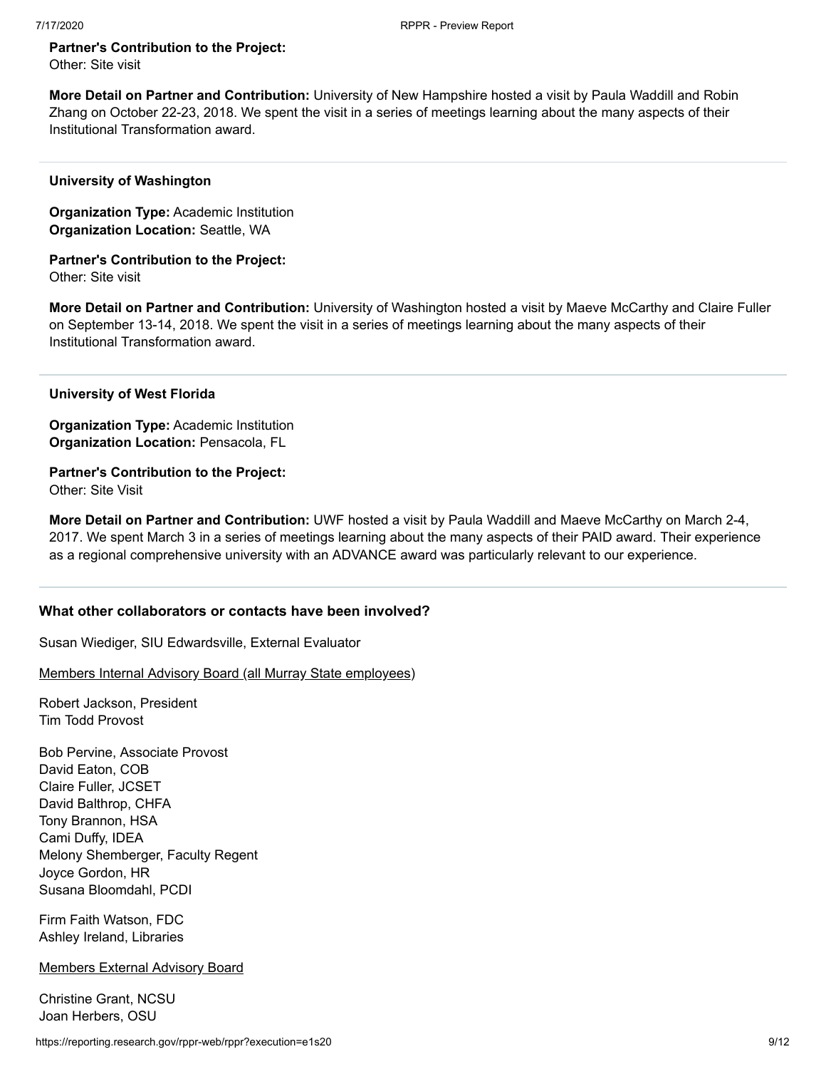**Partner's Contribution to the Project:**
Other: Site visit

**More Detail on Partner and Contribution:** University of New Hampshire hosted a visit by Paula Waddill and Robin Zhang on October 22-23, 2018. We spent the visit in a series of meetings learning about the many aspects of their Institutional Transformation award.

---

**University of Washington**

**Organization Type:** Academic Institution
**Organization Location:** Seattle, WA

**Partner's Contribution to the Project:**
Other: Site visit

**More Detail on Partner and Contribution:** University of Washington hosted a visit by Maeve McCarthy and Claire Fuller on September 13-14, 2018. We spent the visit in a series of meetings learning about the many aspects of their Institutional Transformation award.

---

**University of West Florida**

**Organization Type:** Academic Institution
**Organization Location:** Pensacola, FL

**Partner's Contribution to the Project:**
Other: Site Visit

**More Detail on Partner and Contribution:** UWF hosted a visit by Paula Waddill and Maeve McCarthy on March 2-4, 2017. We spent March 3 in a series of meetings learning about the many aspects of their PAID award. Their experience as a regional comprehensive university with an ADVANCE award was particularly relevant to our experience.

---

### What other collaborators or contacts have been involved?

Susan Wiediger, SIU Edwardsville, External Evaluator

Members Internal Advisory Board (all Murray State employees)

Robert Jackson, President
Tim Todd Provost

Bob Pervine, Associate Provost
David Eaton, COB
Claire Fuller, JCSET
David Balthrop, CHFA
Tony Brannon, HSA
Cami Duffy, IDEA
Melony Shemberger, Faculty Regent
Joyce Gordon, HR
Susana Bloomdahl, PCDI

Firm Faith Watson, FDC
Ashley Ireland, Libraries

Members External Advisory Board

Christine Grant, NCSU
Joan Herbers, OSU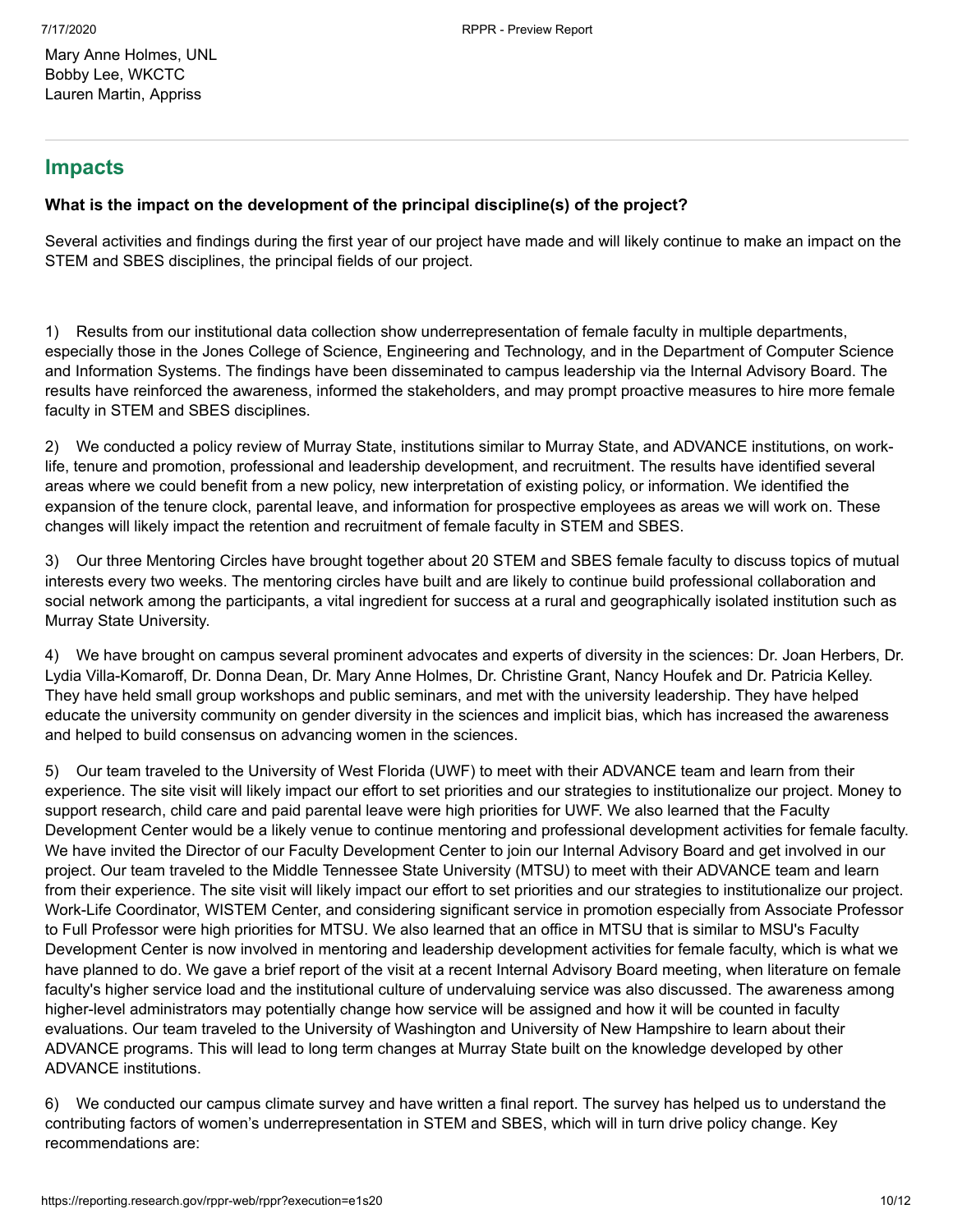Mary Anne Holmes, UNL
Bobby Lee, WKCTC
Lauren Martin, Appriss

## Impacts

**What is the impact on the development of the principal discipline(s) of the project?**

Several activities and findings during the first year of our project have made and will likely continue to make an impact on the STEM and SBES disciplines, the principal fields of our project.

1) Results from our institutional data collection show underrepresentation of female faculty in multiple departments, especially those in the Jones College of Science, Engineering and Technology, and in the Department of Computer Science and Information Systems. The findings have been disseminated to campus leadership via the Internal Advisory Board. The results have reinforced the awareness, informed the stakeholders, and may prompt proactive measures to hire more female faculty in STEM and SBES disciplines.

2) We conducted a policy review of Murray State, institutions similar to Murray State, and ADVANCE institutions, on work-life, tenure and promotion, professional and leadership development, and recruitment. The results have identified several areas where we could benefit from a new policy, new interpretation of existing policy, or information. We identified the expansion of the tenure clock, parental leave, and information for prospective employees as areas we will work on. These changes will likely impact the retention and recruitment of female faculty in STEM and SBES.

3) Our three Mentoring Circles have brought together about 20 STEM and SBES female faculty to discuss topics of mutual interests every two weeks. The mentoring circles have built and are likely to continue build professional collaboration and social network among the participants, a vital ingredient for success at a rural and geographically isolated institution such as Murray State University.

4) We have brought on campus several prominent advocates and experts of diversity in the sciences: Dr. Joan Herbers, Dr. Lydia Villa-Komaroff, Dr. Donna Dean, Dr. Mary Anne Holmes, Dr. Christine Grant, Nancy Houfek and Dr. Patricia Kelley. They have held small group workshops and public seminars, and met with the university leadership. They have helped educate the university community on gender diversity in the sciences and implicit bias, which has increased the awareness and helped to build consensus on advancing women in the sciences.

5) Our team traveled to the University of West Florida (UWF) to meet with their ADVANCE team and learn from their experience. The site visit will likely impact our effort to set priorities and our strategies to institutionalize our project. Money to support research, child care and paid parental leave were high priorities for UWF. We also learned that the Faculty Development Center would be a likely venue to continue mentoring and professional development activities for female faculty. We have invited the Director of our Faculty Development Center to join our Internal Advisory Board and get involved in our project. Our team traveled to the Middle Tennessee State University (MTSU) to meet with their ADVANCE team and learn from their experience. The site visit will likely impact our effort to set priorities and our strategies to institutionalize our project. Work-Life Coordinator, WISTEM Center, and considering significant service in promotion especially from Associate Professor to Full Professor were high priorities for MTSU. We also learned that an office in MTSU that is similar to MSU's Faculty Development Center is now involved in mentoring and leadership development activities for female faculty, which is what we have planned to do. We gave a brief report of the visit at a recent Internal Advisory Board meeting, when literature on female faculty's higher service load and the institutional culture of undervaluing service was also discussed. The awareness among higher-level administrators may potentially change how service will be assigned and how it will be counted in faculty evaluations. Our team traveled to the University of Washington and University of New Hampshire to learn about their ADVANCE programs. This will lead to long term changes at Murray State built on the knowledge developed by other ADVANCE institutions.

6) We conducted our campus climate survey and have written a final report. The survey has helped us to understand the contributing factors of women's underrepresentation in STEM and SBES, which will in turn drive policy change. Key recommendations are: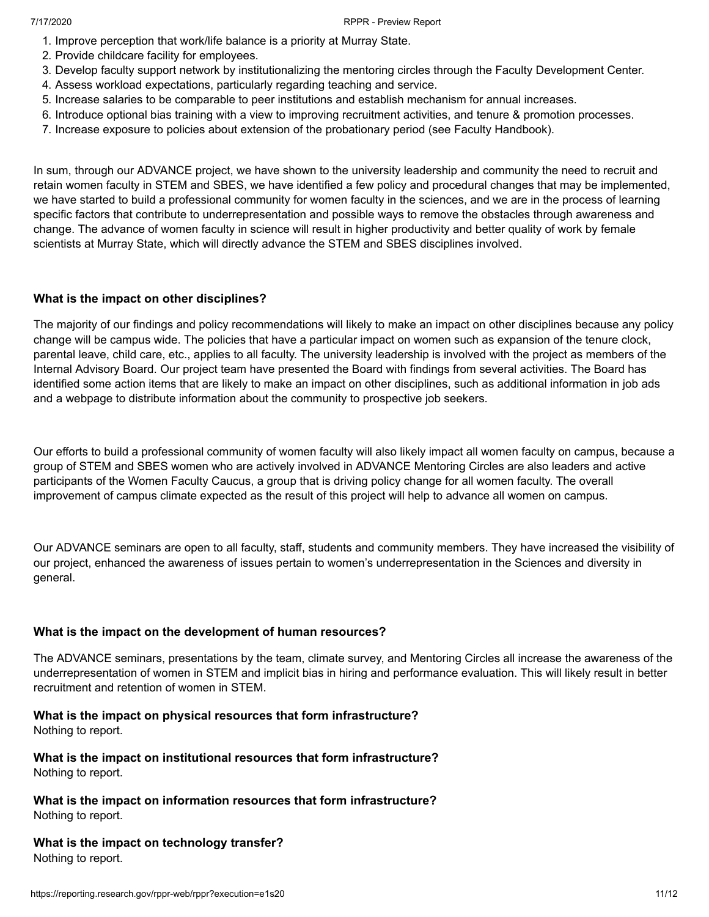1. Improve perception that work/life balance is a priority at Murray State.
2. Provide childcare facility for employees.
3. Develop faculty support network by institutionalizing the mentoring circles through the Faculty Development Center.
4. Assess workload expectations, particularly regarding teaching and service.
5. Increase salaries to be comparable to peer institutions and establish mechanism for annual increases.
6. Introduce optional bias training with a view to improving recruitment activities, and tenure & promotion processes.
7. Increase exposure to policies about extension of the probationary period (see Faculty Handbook).

In sum, through our ADVANCE project, we have shown to the university leadership and community the need to recruit and retain women faculty in STEM and SBES, we have identified a few policy and procedural changes that may be implemented, we have started to build a professional community for women faculty in the sciences, and we are in the process of learning specific factors that contribute to underrepresentation and possible ways to remove the obstacles through awareness and change. The advance of women faculty in science will result in higher productivity and better quality of work by female scientists at Murray State, which will directly advance the STEM and SBES disciplines involved.

**What is the impact on other disciplines?**

The majority of our findings and policy recommendations will likely to make an impact on other disciplines because any policy change will be campus wide. The policies that have a particular impact on women such as expansion of the tenure clock, parental leave, child care, etc., applies to all faculty. The university leadership is involved with the project as members of the Internal Advisory Board. Our project team have presented the Board with findings from several activities. The Board has identified some action items that are likely to make an impact on other disciplines, such as additional information in job ads and a webpage to distribute information about the community to prospective job seekers.

Our efforts to build a professional community of women faculty will also likely impact all women faculty on campus, because a group of STEM and SBES women who are actively involved in ADVANCE Mentoring Circles are also leaders and active participants of the Women Faculty Caucus, a group that is driving policy change for all women faculty. The overall improvement of campus climate expected as the result of this project will help to advance all women on campus.

Our ADVANCE seminars are open to all faculty, staff, students and community members. They have increased the visibility of our project, enhanced the awareness of issues pertain to women's underrepresentation in the Sciences and diversity in general.

**What is the impact on the development of human resources?**

The ADVANCE seminars, presentations by the team, climate survey, and Mentoring Circles all increase the awareness of the underrepresentation of women in STEM and implicit bias in hiring and performance evaluation. This will likely result in better recruitment and retention of women in STEM.

**What is the impact on physical resources that form infrastructure?**
Nothing to report.

**What is the impact on institutional resources that form infrastructure?**
Nothing to report.

**What is the impact on information resources that form infrastructure?**
Nothing to report.

**What is the impact on technology transfer?**
Nothing to report.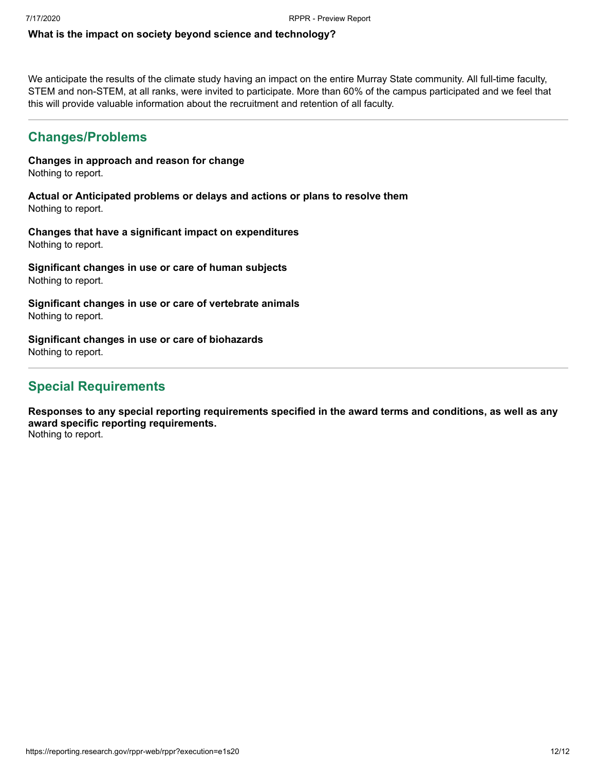**What is the impact on society beyond science and technology?**

We anticipate the results of the climate study having an impact on the entire Murray State community. All full-time faculty, STEM and non-STEM, at all ranks, were invited to participate. More than 60% of the campus participated and we feel that this will provide valuable information about the recruitment and retention of all faculty.

## Changes/Problems

**Changes in approach and reason for change**
Nothing to report.

**Actual or Anticipated problems or delays and actions or plans to resolve them**
Nothing to report.

**Changes that have a significant impact on expenditures**
Nothing to report.

**Significant changes in use or care of human subjects**
Nothing to report.

**Significant changes in use or care of vertebrate animals**
Nothing to report.

**Significant changes in use or care of biohazards**
Nothing to report.

## Special Requirements

**Responses to any special reporting requirements specified in the award terms and conditions, as well as any award specific reporting requirements.**
Nothing to report.